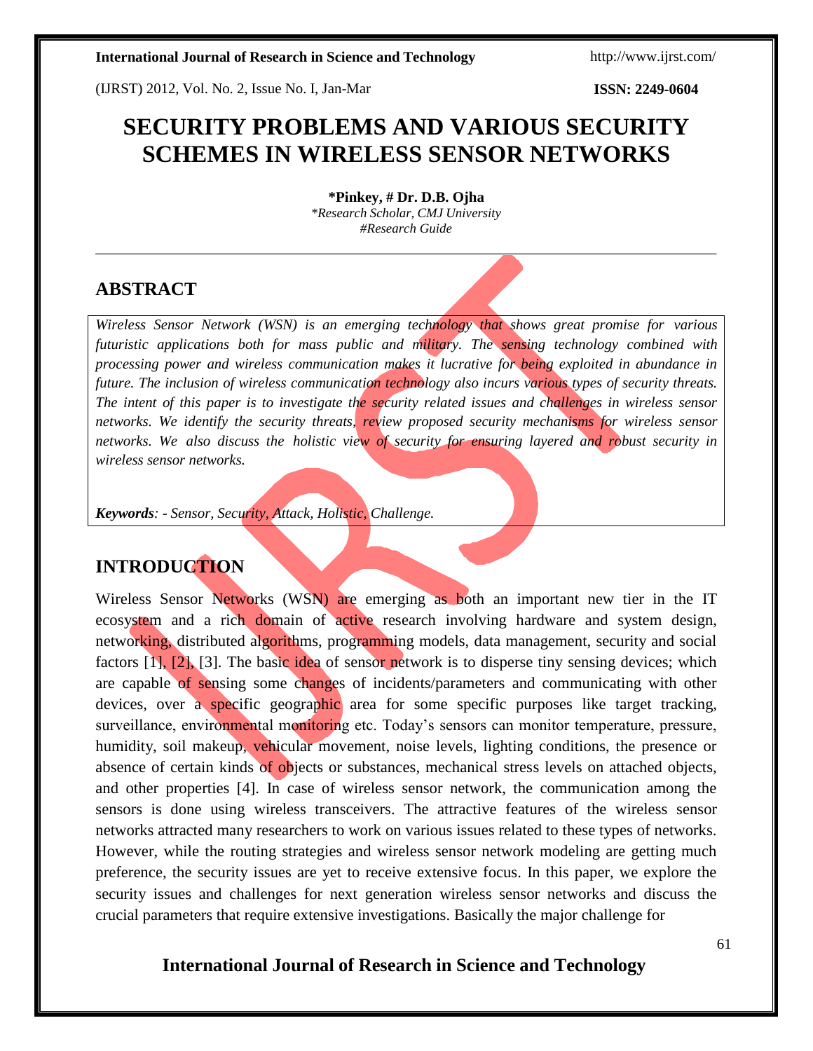# SECURITY PROBLEMS AND VARIOUS SECURITY SCHEMES IN WIRELESS SENSOR NETWORKS

**\*Pinkey, # Dr. D.B. Ojha**

*\*Research Scholar, CMJ University*

*#Research Guide*

## ABSTRACT

*Wireless Sensor Network (WSN) is an emerging technology that shows great promise for various futuristic applications both for mass public and military. The sensing technology combined with processing power and wireless communication makes it lucrative for being exploited in abundance in future. The inclusion of wireless communication technology also incurs various types of security threats. The intent of this paper is to investigate the security related issues and challenges in wireless sensor networks. We identify the security threats, review proposed security mechanisms for wireless sensor networks. We also discuss the holistic view of security for ensuring layered and robust security in wireless sensor networks.*

***Keywords**: - Sensor, Security, Attack, Holistic, Challenge.*

## INTRODUCTION

Wireless Sensor Networks (WSN) are emerging as both an important new tier in the IT ecosystem and a rich domain of active research involving hardware and system design, networking, distributed algorithms, programming models, data management, security and social factors [1], [2], [3]. The basic idea of sensor network is to disperse tiny sensing devices; which are capable of sensing some changes of incidents/parameters and communicating with other devices, over a specific geographic area for some specific purposes like target tracking, surveillance, environmental monitoring etc. Today's sensors can monitor temperature, pressure, humidity, soil makeup, vehicular movement, noise levels, lighting conditions, the presence or absence of certain kinds of objects or substances, mechanical stress levels on attached objects, and other properties [4]. In case of wireless sensor network, the communication among the sensors is done using wireless transceivers. The attractive features of the wireless sensor networks attracted many researchers to work on various issues related to these types of networks. However, while the routing strategies and wireless sensor network modeling are getting much preference, the security issues are yet to receive extensive focus. In this paper, we explore the security issues and challenges for next generation wireless sensor networks and discuss the crucial parameters that require extensive investigations. Basically the major challenge for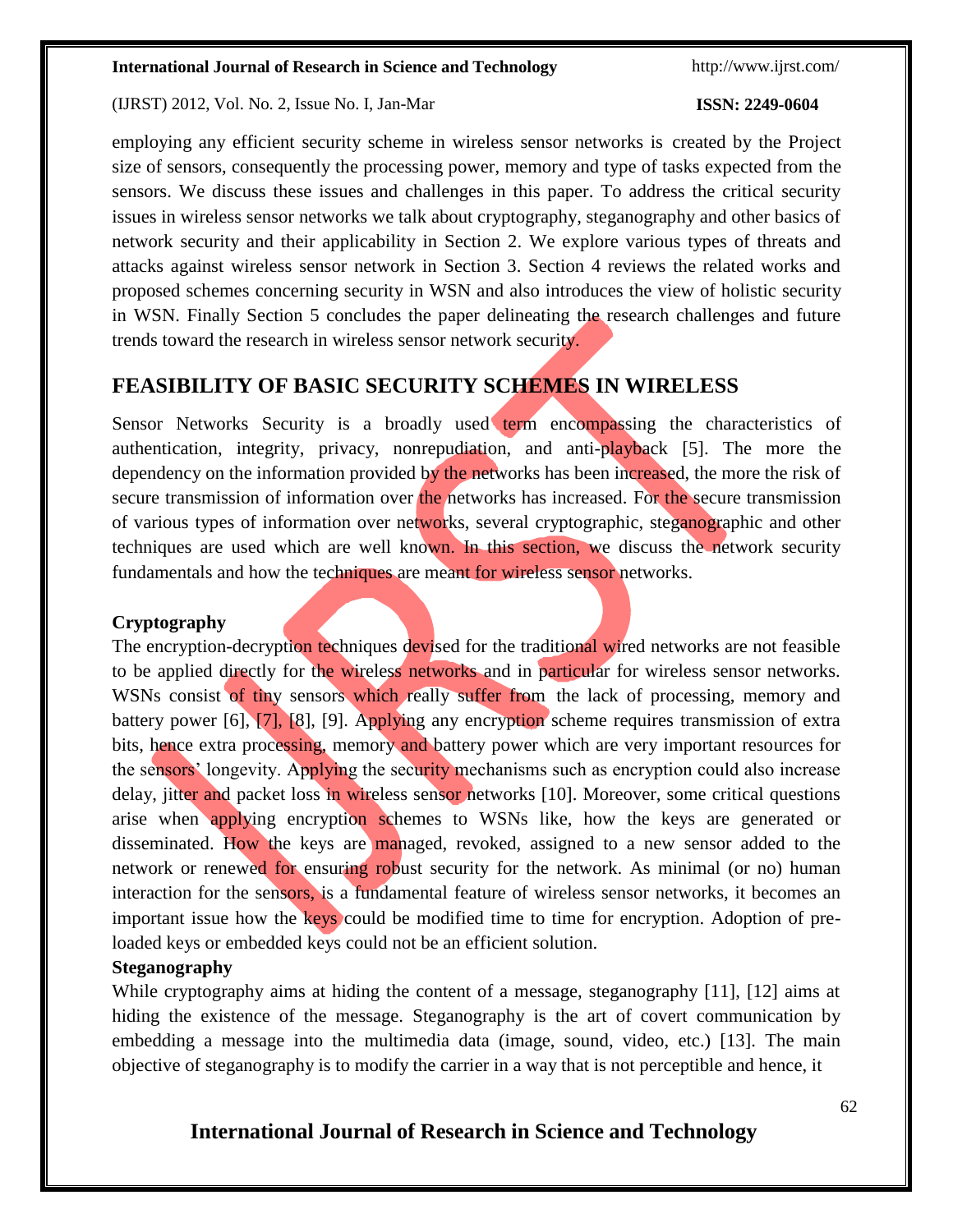employing any efficient security scheme in wireless sensor networks is created by the Project size of sensors, consequently the processing power, memory and type of tasks expected from the sensors. We discuss these issues and challenges in this paper. To address the critical security issues in wireless sensor networks we talk about cryptography, steganography and other basics of network security and their applicability in Section 2. We explore various types of threats and attacks against wireless sensor network in Section 3. Section 4 reviews the related works and proposed schemes concerning security in WSN and also introduces the view of holistic security in WSN. Finally Section 5 concludes the paper delineating the research challenges and future trends toward the research in wireless sensor network security.

## FEASIBILITY OF BASIC SECURITY SCHEMES IN WIRELESS

Sensor Networks Security is a broadly used term encompassing the characteristics of authentication, integrity, privacy, nonrepudiation, and anti-playback [5]. The more the dependency on the information provided by the networks has been increased, the more the risk of secure transmission of information over the networks has increased. For the secure transmission of various types of information over networks, several cryptographic, steganographic and other techniques are used which are well known. In this section, we discuss the network security fundamentals and how the techniques are meant for wireless sensor networks.

### Cryptography

The encryption-decryption techniques devised for the traditional wired networks are not feasible to be applied directly for the wireless networks and in particular for wireless sensor networks. WSNs consist of tiny sensors which really suffer from the lack of processing, memory and battery power [6], [7], [8], [9]. Applying any encryption scheme requires transmission of extra bits, hence extra processing, memory and battery power which are very important resources for the sensors' longevity. Applying the security mechanisms such as encryption could also increase delay, jitter and packet loss in wireless sensor networks [10]. Moreover, some critical questions arise when applying encryption schemes to WSNs like, how the keys are generated or disseminated. How the keys are managed, revoked, assigned to a new sensor added to the network or renewed for ensuring robust security for the network. As minimal (or no) human interaction for the sensors, is a fundamental feature of wireless sensor networks, it becomes an important issue how the keys could be modified time to time for encryption. Adoption of pre-loaded keys or embedded keys could not be an efficient solution.

### Steganography

While cryptography aims at hiding the content of a message, steganography [11], [12] aims at hiding the existence of the message. Steganography is the art of covert communication by embedding a message into the multimedia data (image, sound, video, etc.) [13]. The main objective of steganography is to modify the carrier in a way that is not perceptible and hence, it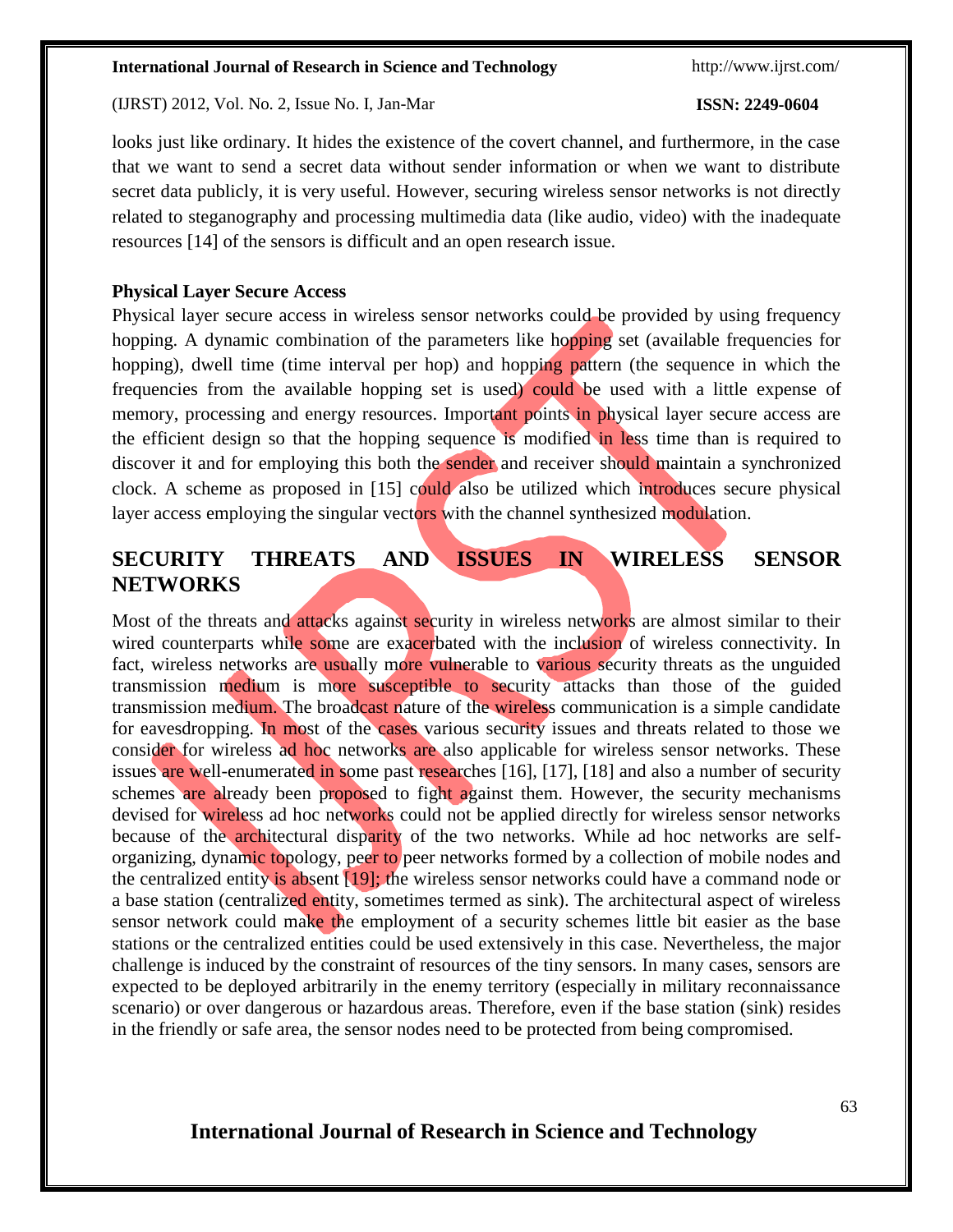looks just like ordinary. It hides the existence of the covert channel, and furthermore, in the case that we want to send a secret data without sender information or when we want to distribute secret data publicly, it is very useful. However, securing wireless sensor networks is not directly related to steganography and processing multimedia data (like audio, video) with the inadequate resources [14] of the sensors is difficult and an open research issue.

**Physical Layer Secure Access**

Physical layer secure access in wireless sensor networks could be provided by using frequency hopping. A dynamic combination of the parameters like hopping set (available frequencies for hopping), dwell time (time interval per hop) and hopping pattern (the sequence in which the frequencies from the available hopping set is used) could be used with a little expense of memory, processing and energy resources. Important points in physical layer secure access are the efficient design so that the hopping sequence is modified in less time than is required to discover it and for employing this both the sender and receiver should maintain a synchronized clock. A scheme as proposed in [15] could also be utilized which introduces secure physical layer access employing the singular vectors with the channel synthesized modulation.

## SECURITY THREATS AND ISSUES IN WIRELESS SENSOR NETWORKS

Most of the threats and attacks against security in wireless networks are almost similar to their wired counterparts while some are exacerbated with the inclusion of wireless connectivity. In fact, wireless networks are usually more vulnerable to various security threats as the unguided transmission medium is more susceptible to security attacks than those of the guided transmission medium. The broadcast nature of the wireless communication is a simple candidate for eavesdropping. In most of the cases various security issues and threats related to those we consider for wireless ad hoc networks are also applicable for wireless sensor networks. These issues are well-enumerated in some past researches [16], [17], [18] and also a number of security schemes are already been proposed to fight against them. However, the security mechanisms devised for wireless ad hoc networks could not be applied directly for wireless sensor networks because of the architectural disparity of the two networks. While ad hoc networks are self-organizing, dynamic topology, peer to peer networks formed by a collection of mobile nodes and the centralized entity is absent [19]; the wireless sensor networks could have a command node or a base station (centralized entity, sometimes termed as sink). The architectural aspect of wireless sensor network could make the employment of a security schemes little bit easier as the base stations or the centralized entities could be used extensively in this case. Nevertheless, the major challenge is induced by the constraint of resources of the tiny sensors. In many cases, sensors are expected to be deployed arbitrarily in the enemy territory (especially in military reconnaissance scenario) or over dangerous or hazardous areas. Therefore, even if the base station (sink) resides in the friendly or safe area, the sensor nodes need to be protected from being compromised.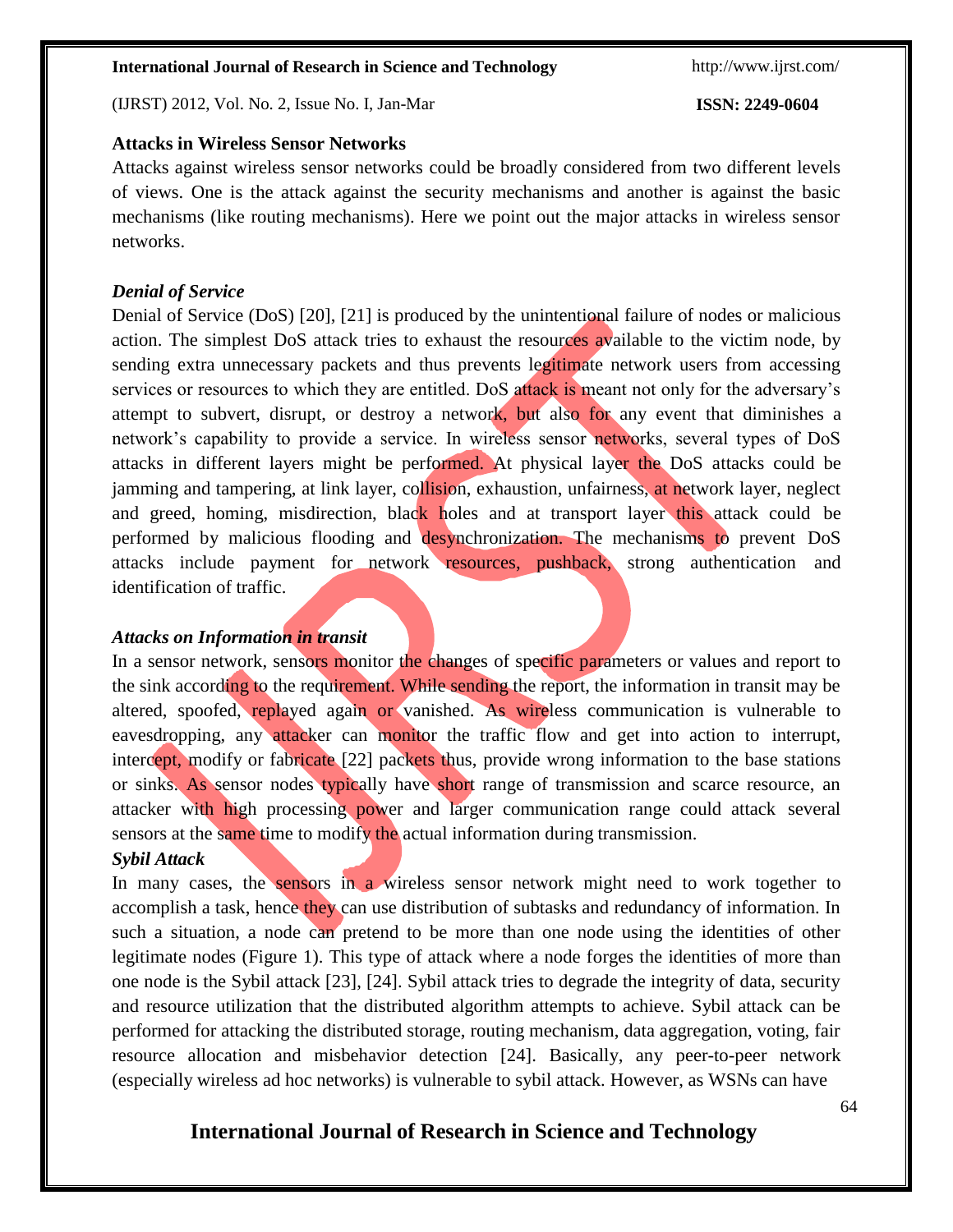### Attacks in Wireless Sensor Networks

Attacks against wireless sensor networks could be broadly considered from two different levels of views. One is the attack against the security mechanisms and another is against the basic mechanisms (like routing mechanisms). Here we point out the major attacks in wireless sensor networks.

#### *Denial of Service*

Denial of Service (DoS) [20], [21] is produced by the unintentional failure of nodes or malicious action. The simplest DoS attack tries to exhaust the resources available to the victim node, by sending extra unnecessary packets and thus prevents legitimate network users from accessing services or resources to which they are entitled. DoS attack is meant not only for the adversary's attempt to subvert, disrupt, or destroy a network, but also for any event that diminishes a network's capability to provide a service. In wireless sensor networks, several types of DoS attacks in different layers might be performed. At physical layer the DoS attacks could be jamming and tampering, at link layer, collision, exhaustion, unfairness, at network layer, neglect and greed, homing, misdirection, black holes and at transport layer this attack could be performed by malicious flooding and desynchronization. The mechanisms to prevent DoS attacks include payment for network resources, pushback, strong authentication and identification of traffic.

#### *Attacks on Information in transit*

In a sensor network, sensors monitor the changes of specific parameters or values and report to the sink according to the requirement. While sending the report, the information in transit may be altered, spoofed, replayed again or vanished. As wireless communication is vulnerable to eavesdropping, any attacker can monitor the traffic flow and get into action to interrupt, intercept, modify or fabricate [22] packets thus, provide wrong information to the base stations or sinks. As sensor nodes typically have short range of transmission and scarce resource, an attacker with high processing power and larger communication range could attack several sensors at the same time to modify the actual information during transmission.

#### *Sybil Attack*

In many cases, the sensors in a wireless sensor network might need to work together to accomplish a task, hence they can use distribution of subtasks and redundancy of information. In such a situation, a node can pretend to be more than one node using the identities of other legitimate nodes (Figure 1). This type of attack where a node forges the identities of more than one node is the Sybil attack [23], [24]. Sybil attack tries to degrade the integrity of data, security and resource utilization that the distributed algorithm attempts to achieve. Sybil attack can be performed for attacking the distributed storage, routing mechanism, data aggregation, voting, fair resource allocation and misbehavior detection [24]. Basically, any peer-to-peer network (especially wireless ad hoc networks) is vulnerable to sybil attack. However, as WSNs can have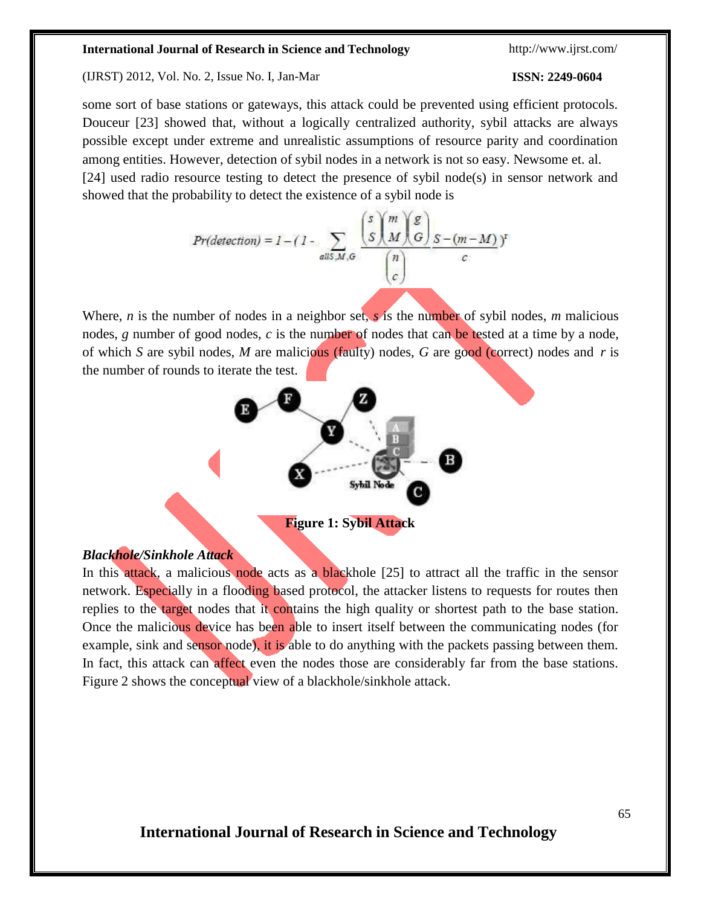some sort of base stations or gateways, this attack could be prevented using efficient protocols. Douceur [23] showed that, without a logically centralized authority, sybil attacks are always possible except under extreme and unrealistic assumptions of resource parity and coordination among entities. However, detection of sybil nodes in a network is not so easy. Newsome et. al. [24] used radio resource testing to detect the presence of sybil node(s) in sensor network and showed that the probability to detect the existence of a sybil node is

$$Pr(detection) = 1 - (1 - \sum_{all\, S,M,G} \frac{\binom{s}{S}\binom{m}{M}\binom{g}{G}}{\binom{n}{c}} \frac{S-(m-M)}{c})^r$$

Where, $n$ is the number of nodes in a neighbor set, $s$ is the number of sybil nodes, $m$ malicious nodes, $g$ number of good nodes, $c$ is the number of nodes that can be tested at a time by a node, of which $S$ are sybil nodes, $M$ are malicious (faulty) nodes, $G$ are good (correct) nodes and $r$ is the number of rounds to iterate the test.

**Figure 1: Sybil Attack**

***Blackhole/Sinkhole Attack***

In this attack, a malicious node acts as a blackhole [25] to attract all the traffic in the sensor network. Especially in a flooding based protocol, the attacker listens to requests for routes then replies to the target nodes that it contains the high quality or shortest path to the base station. Once the malicious device has been able to insert itself between the communicating nodes (for example, sink and sensor node), it is able to do anything with the packets passing between them. In fact, this attack can affect even the nodes those are considerably far from the base stations. Figure 2 shows the conceptual view of a blackhole/sinkhole attack.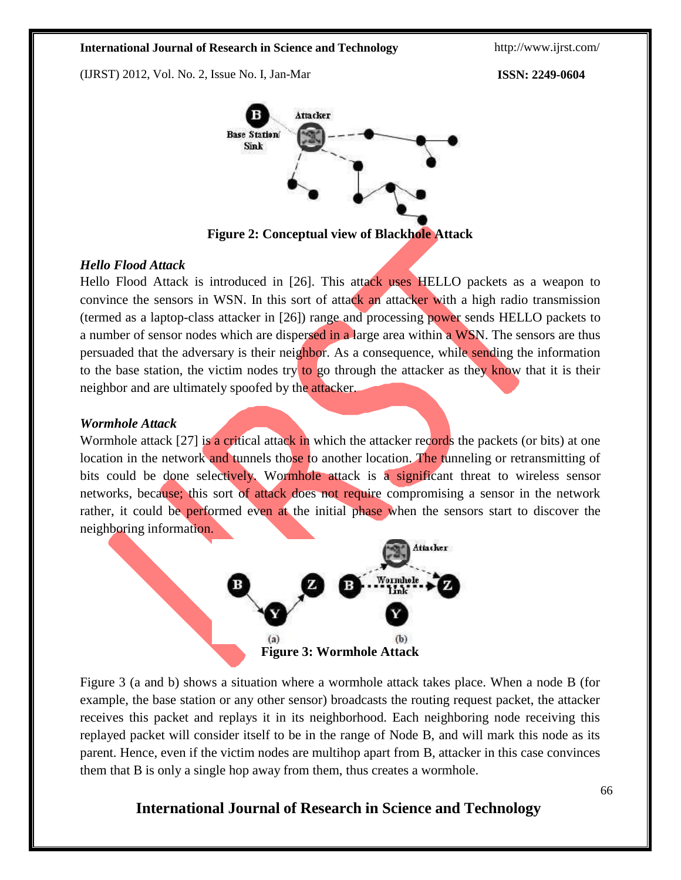Figure 2: Conceptual view of Blackhole Attack

### *Hello Flood Attack*

Hello Flood Attack is introduced in [26]. This attack uses HELLO packets as a weapon to convince the sensors in WSN. In this sort of attack an attacker with a high radio transmission (termed as a laptop-class attacker in [26]) range and processing power sends HELLO packets to a number of sensor nodes which are dispersed in a large area within a WSN. The sensors are thus persuaded that the adversary is their neighbor. As a consequence, while sending the information to the base station, the victim nodes try to go through the attacker as they know that it is their neighbor and are ultimately spoofed by the attacker.

### *Wormhole Attack*

Wormhole attack [27] is a critical attack in which the attacker records the packets (or bits) at one location in the network and tunnels those to another location. The tunneling or retransmitting of bits could be done selectively. Wormhole attack is a significant threat to wireless sensor networks, because; this sort of attack does not require compromising a sensor in the network rather, it could be performed even at the initial phase when the sensors start to discover the neighboring information.

Figure 3: Wormhole Attack

Figure 3 (a and b) shows a situation where a wormhole attack takes place. When a node B (for example, the base station or any other sensor) broadcasts the routing request packet, the attacker receives this packet and replays it in its neighborhood. Each neighboring node receiving this replayed packet will consider itself to be in the range of Node B, and will mark this node as its parent. Hence, even if the victim nodes are multihop apart from B, attacker in this case convinces them that B is only a single hop away from them, thus creates a wormhole.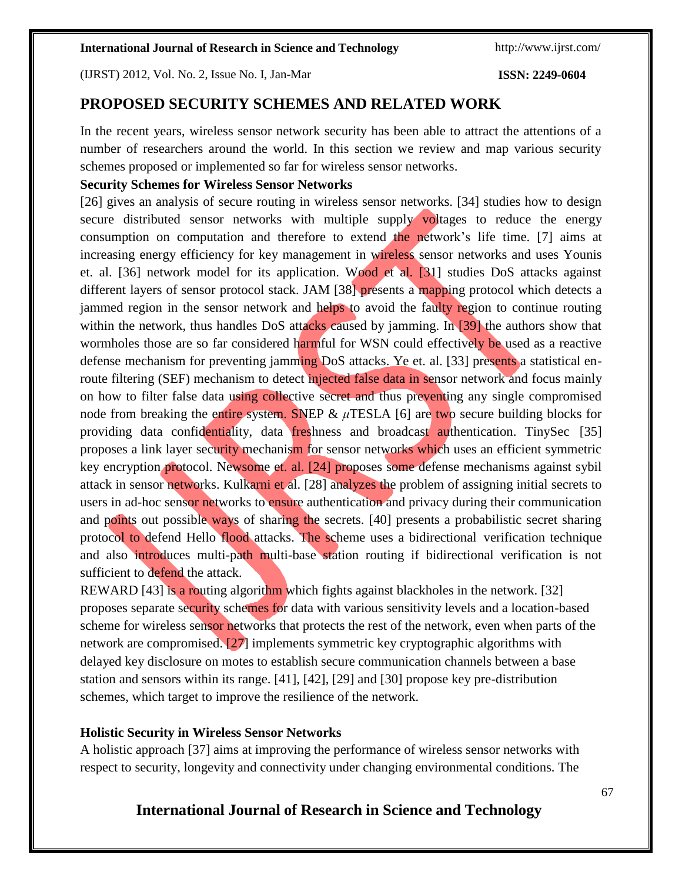## PROPOSED SECURITY SCHEMES AND RELATED WORK

In the recent years, wireless sensor network security has been able to attract the attentions of a number of researchers around the world. In this section we review and map various security schemes proposed or implemented so far for wireless sensor networks.

### Security Schemes for Wireless Sensor Networks

[26] gives an analysis of secure routing in wireless sensor networks. [34] studies how to design secure distributed sensor networks with multiple supply voltages to reduce the energy consumption on computation and therefore to extend the network's life time. [7] aims at increasing energy efficiency for key management in wireless sensor networks and uses Younis et. al. [36] network model for its application. Wood et al. [31] studies DoS attacks against different layers of sensor protocol stack. JAM [38] presents a mapping protocol which detects a jammed region in the sensor network and helps to avoid the faulty region to continue routing within the network, thus handles DoS attacks caused by jamming. In [39] the authors show that wormholes those are so far considered harmful for WSN could effectively be used as a reactive defense mechanism for preventing jamming DoS attacks. Ye et. al. [33] presents a statistical en-route filtering (SEF) mechanism to detect injected false data in sensor network and focus mainly on how to filter false data using collective secret and thus preventing any single compromised node from breaking the entire system. SNEP & $\mu$TESLA [6] are two secure building blocks for providing data confidentiality, data freshness and broadcast authentication. TinySec [35] proposes a link layer security mechanism for sensor networks which uses an efficient symmetric key encryption protocol. Newsome et. al. [24] proposes some defense mechanisms against sybil attack in sensor networks. Kulkarni et al. [28] analyzes the problem of assigning initial secrets to users in ad-hoc sensor networks to ensure authentication and privacy during their communication and points out possible ways of sharing the secrets. [40] presents a probabilistic secret sharing protocol to defend Hello flood attacks. The scheme uses a bidirectional verification technique and also introduces multi-path multi-base station routing if bidirectional verification is not sufficient to defend the attack.

REWARD [43] is a routing algorithm which fights against blackholes in the network. [32] proposes separate security schemes for data with various sensitivity levels and a location-based scheme for wireless sensor networks that protects the rest of the network, even when parts of the network are compromised. [27] implements symmetric key cryptographic algorithms with delayed key disclosure on motes to establish secure communication channels between a base station and sensors within its range. [41], [42], [29] and [30] propose key pre-distribution schemes, which target to improve the resilience of the network.

### Holistic Security in Wireless Sensor Networks

A holistic approach [37] aims at improving the performance of wireless sensor networks with respect to security, longevity and connectivity under changing environmental conditions. The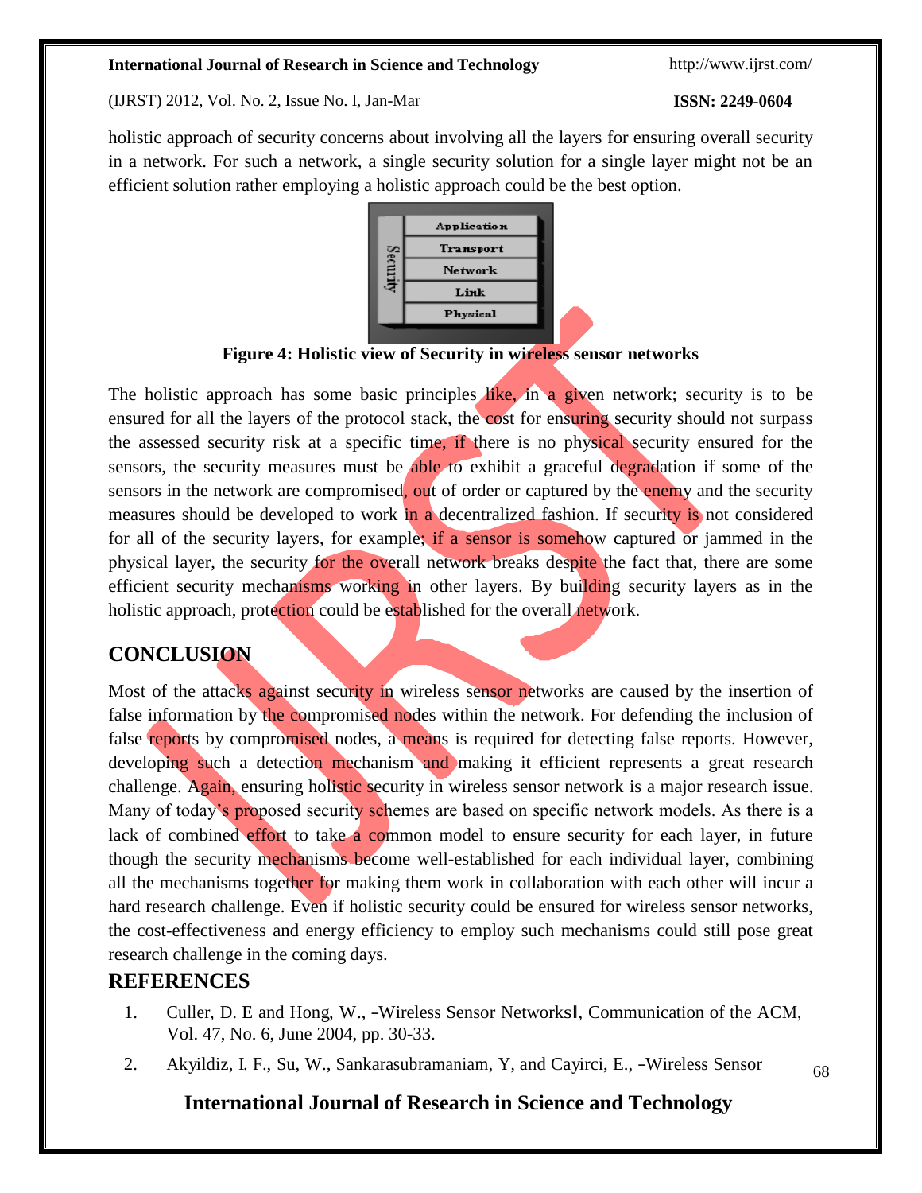holistic approach of security concerns about involving all the layers for ensuring overall security in a network. For such a network, a single security solution for a single layer might not be an efficient solution rather employing a holistic approach could be the best option.

Security

Application

Transport

Network

Link

Physical

**Figure 4: Holistic view of Security in wireless sensor networks**

The holistic approach has some basic principles like, in a given network; security is to be ensured for all the layers of the protocol stack, the cost for ensuring security should not surpass the assessed security risk at a specific time, if there is no physical security ensured for the sensors, the security measures must be able to exhibit a graceful degradation if some of the sensors in the network are compromised, out of order or captured by the enemy and the security measures should be developed to work in a decentralized fashion. If security is not considered for all of the security layers, for example; if a sensor is somehow captured or jammed in the physical layer, the security for the overall network breaks despite the fact that, there are some efficient security mechanisms working in other layers. By building security layers as in the holistic approach, protection could be established for the overall network.

## CONCLUSION

Most of the attacks against security in wireless sensor networks are caused by the insertion of false information by the compromised nodes within the network. For defending the inclusion of false reports by compromised nodes, a means is required for detecting false reports. However, developing such a detection mechanism and making it efficient represents a great research challenge. Again, ensuring holistic security in wireless sensor network is a major research issue. Many of today's proposed security schemes are based on specific network models. As there is a lack of combined effort to take a common model to ensure security for each layer, in future though the security mechanisms become well-established for each individual layer, combining all the mechanisms together for making them work in collaboration with each other will incur a hard research challenge. Even if holistic security could be ensured for wireless sensor networks, the cost-effectiveness and energy efficiency to employ such mechanisms could still pose great research challenge in the coming days.

## REFERENCES

1. Culler, D. E and Hong, W., –Wireless Sensor Networks‖, Communication of the ACM, Vol. 47, No. 6, June 2004, pp. 30-33.
2. Akyildiz, I. F., Su, W., Sankarasubramaniam, Y, and Cayirci, E., –Wireless Sensor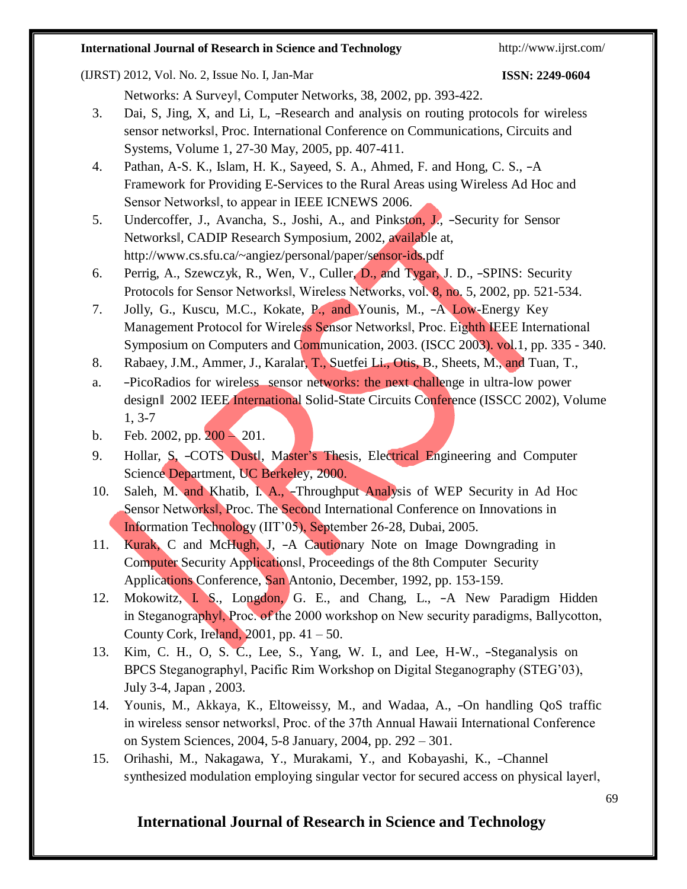Networks: A Survey‖, Computer Networks, 38, 2002, pp. 393-422.

3. Dai, S, Jing, X, and Li, L, ―Research and analysis on routing protocols for wireless sensor networks‖, Proc. International Conference on Communications, Circuits and Systems, Volume 1, 27-30 May, 2005, pp. 407-411.
4. Pathan, A-S. K., Islam, H. K., Sayeed, S. A., Ahmed, F. and Hong, C. S., ―A Framework for Providing E-Services to the Rural Areas using Wireless Ad Hoc and Sensor Networks‖, to appear in IEEE ICNEWS 2006.
5. Undercoffer, J., Avancha, S., Joshi, A., and Pinkston, J., ―Security for Sensor Networks‖, CADIP Research Symposium, 2002, available at, http://www.cs.sfu.ca/~angiez/personal/paper/sensor-ids.pdf
6. Perrig, A., Szewczyk, R., Wen, V., Culler, D., and Tygar, J. D., ―SPINS: Security Protocols for Sensor Networks‖, Wireless Networks, vol. 8, no. 5, 2002, pp. 521-534.
7. Jolly, G., Kuscu, M.C., Kokate, P., and Younis, M., ―A Low-Energy Key Management Protocol for Wireless Sensor Networks‖, Proc. Eighth IEEE International Symposium on Computers and Communication, 2003. (ISCC 2003). vol.1, pp. 335 - 340.
8. Rabaey, J.M., Ammer, J., Karalar, T., Suetfei Li., Otis, B., Sheets, M., and Tuan, T.,
   a. ―PicoRadios for wireless sensor networks: the next challenge in ultra-low power design‖ 2002 IEEE International Solid-State Circuits Conference (ISSCC 2002), Volume 1, 3-7
   b. Feb. 2002, pp. 200 – 201.
9. Hollar, S, ―COTS Dust‖, Master's Thesis, Electrical Engineering and Computer Science Department, UC Berkeley, 2000.
10. Saleh, M. and Khatib, I. A., ―Throughput Analysis of WEP Security in Ad Hoc Sensor Networks‖, Proc. The Second International Conference on Innovations in Information Technology (IIT'05), September 26-28, Dubai, 2005.
11. Kurak, C and McHugh, J, ―A Cautionary Note on Image Downgrading in Computer Security Applications‖, Proceedings of the 8th Computer Security Applications Conference, San Antonio, December, 1992, pp. 153-159.
12. Mokowitz, I. S., Longdon, G. E., and Chang, L., ―A New Paradigm Hidden in Steganography‖, Proc. of the 2000 workshop on New security paradigms, Ballycotton, County Cork, Ireland, 2001, pp. 41 – 50.
13. Kim, C. H., O, S. C., Lee, S., Yang, W. I., and Lee, H-W., ―Steganalysis on BPCS Steganography‖, Pacific Rim Workshop on Digital Steganography (STEG'03), July 3-4, Japan , 2003.
14. Younis, M., Akkaya, K., Eltoweissy, M., and Wadaa, A., ―On handling QoS traffic in wireless sensor networks‖, Proc. of the 37th Annual Hawaii International Conference on System Sciences, 2004, 5-8 January, 2004, pp. 292 – 301.
15. Orihashi, M., Nakagawa, Y., Murakami, Y., and Kobayashi, K., ―Channel synthesized modulation employing singular vector for secured access on physical layer‖,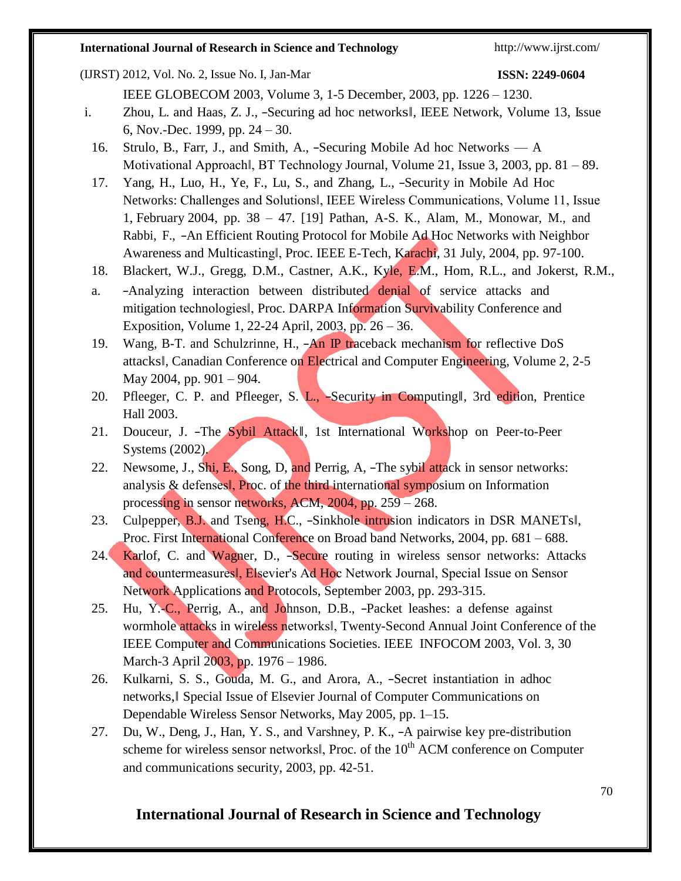IEEE GLOBECOM 2003, Volume 3, 1-5 December, 2003, pp. 1226 – 1230.

i. Zhou, L. and Haas, Z. J., –Securing ad hoc networks‖, IEEE Network, Volume 13, Issue 6, Nov.-Dec. 1999, pp. 24 – 30.

16. Strulo, B., Farr, J., and Smith, A., –Securing Mobile Ad hoc Networks — A Motivational Approach‖, BT Technology Journal, Volume 21, Issue 3, 2003, pp. 81 – 89.

17. Yang, H., Luo, H., Ye, F., Lu, S., and Zhang, L., –Security in Mobile Ad Hoc Networks: Challenges and Solutions‖, IEEE Wireless Communications, Volume 11, Issue 1, February 2004, pp. 38 – 47. [19] Pathan, A-S. K., Alam, M., Monowar, M., and Rabbi, F., –An Efficient Routing Protocol for Mobile Ad Hoc Networks with Neighbor Awareness and Multicasting‖, Proc. IEEE E-Tech, Karachi, 31 July, 2004, pp. 97-100.

18. Blackert, W.J., Gregg, D.M., Castner, A.K., Kyle, E.M., Hom, R.L., and Jokerst, R.M.,

a. –Analyzing interaction between distributed denial of service attacks and mitigation technologies‖, Proc. DARPA Information Survivability Conference and Exposition, Volume 1, 22-24 April, 2003, pp. 26 – 36.

19. Wang, B-T. and Schulzrinne, H., –An IP traceback mechanism for reflective DoS attacks‖, Canadian Conference on Electrical and Computer Engineering, Volume 2, 2-5 May 2004, pp. 901 – 904.

20. Pfleeger, C. P. and Pfleeger, S. L., –Security in Computing‖, 3rd edition, Prentice Hall 2003.

21. Douceur, J. –The Sybil Attack‖, 1st International Workshop on Peer-to-Peer Systems (2002).

22. Newsome, J., Shi, E., Song, D, and Perrig, A, –The sybil attack in sensor networks: analysis & defenses‖, Proc. of the third international symposium on Information processing in sensor networks, ACM, 2004, pp. 259 – 268.

23. Culpepper, B.J. and Tseng, H.C., –Sinkhole intrusion indicators in DSR MANETs‖, Proc. First International Conference on Broad band Networks, 2004, pp. 681 – 688.

24. Karlof, C. and Wagner, D., –Secure routing in wireless sensor networks: Attacks and countermeasures‖, Elsevier's Ad Hoc Network Journal, Special Issue on Sensor Network Applications and Protocols, September 2003, pp. 293-315.

25. Hu, Y.-C., Perrig, A., and Johnson, D.B., –Packet leashes: a defense against wormhole attacks in wireless networks‖, Twenty-Second Annual Joint Conference of the IEEE Computer and Communications Societies. IEEE INFOCOM 2003, Vol. 3, 30 March-3 April 2003, pp. 1976 – 1986.

26. Kulkarni, S. S., Gouda, M. G., and Arora, A., –Secret instantiation in adhoc networks,‖ Special Issue of Elsevier Journal of Computer Communications on Dependable Wireless Sensor Networks, May 2005, pp. 1–15.

27. Du, W., Deng, J., Han, Y. S., and Varshney, P. K., –A pairwise key pre-distribution scheme for wireless sensor networks‖, Proc. of the 10th ACM conference on Computer and communications security, 2003, pp. 42-51.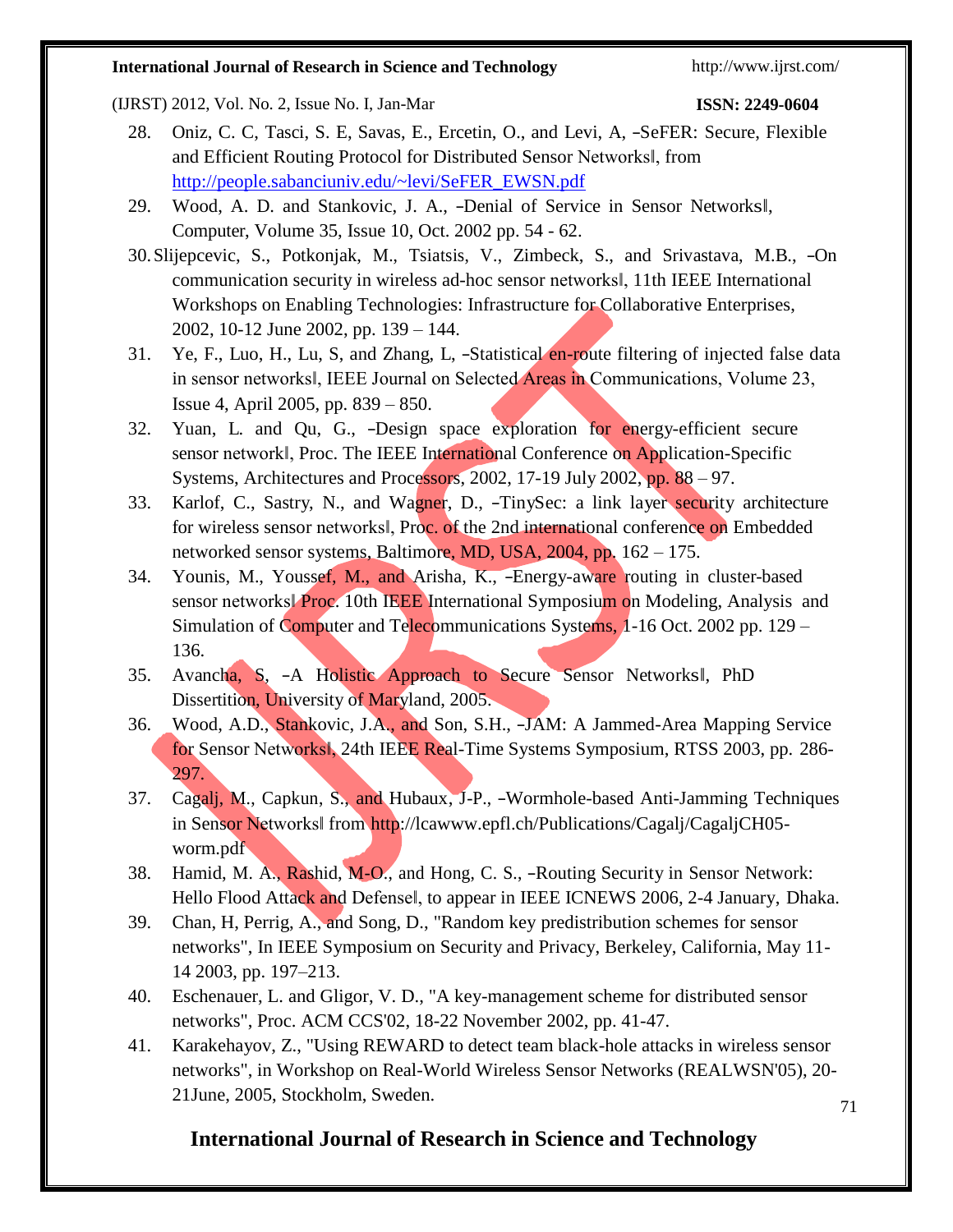28. Oniz, C. C, Tasci, S. E, Savas, E., Ercetin, O., and Levi, A, ―SeFER: Secure, Flexible and Efficient Routing Protocol for Distributed Sensor Networks‖, from http://people.sabanciuniv.edu/~levi/SeFER_EWSN.pdf
29. Wood, A. D. and Stankovic, J. A., ―Denial of Service in Sensor Networks‖, Computer, Volume 35, Issue 10, Oct. 2002 pp. 54 - 62.
30. Slijepcevic, S., Potkonjak, M., Tsiatsis, V., Zimbeck, S., and Srivastava, M.B., ―On communication security in wireless ad-hoc sensor networks‖, 11th IEEE International Workshops on Enabling Technologies: Infrastructure for Collaborative Enterprises, 2002, 10-12 June 2002, pp. 139 – 144.
31. Ye, F., Luo, H., Lu, S, and Zhang, L, ―Statistical en-route filtering of injected false data in sensor networks‖, IEEE Journal on Selected Areas in Communications, Volume 23, Issue 4, April 2005, pp. 839 – 850.
32. Yuan, L. and Qu, G., ―Design space exploration for energy-efficient secure sensor network‖, Proc. The IEEE International Conference on Application-Specific Systems, Architectures and Processors, 2002, 17-19 July 2002, pp. 88 – 97.
33. Karlof, C., Sastry, N., and Wagner, D., ―TinySec: a link layer security architecture for wireless sensor networks‖, Proc. of the 2nd international conference on Embedded networked sensor systems, Baltimore, MD, USA, 2004, pp. 162 – 175.
34. Younis, M., Youssef, M., and Arisha, K., ―Energy-aware routing in cluster-based sensor networks‖ Proc. 10th IEEE International Symposium on Modeling, Analysis and Simulation of Computer and Telecommunications Systems, 1-16 Oct. 2002 pp. 129 – 136.
35. Avancha, S, ―A Holistic Approach to Secure Sensor Networks‖, PhD Dissertition, University of Maryland, 2005.
36. Wood, A.D., Stankovic, J.A., and Son, S.H., ―JAM: A Jammed-Area Mapping Service for Sensor Networks‖, 24th IEEE Real-Time Systems Symposium, RTSS 2003, pp. 286-297.
37. Cagalj, M., Capkun, S., and Hubaux, J-P., ―Wormhole-based Anti-Jamming Techniques in Sensor Networks‖ from http://lcawww.epfl.ch/Publications/Cagalj/CagaljCH05-worm.pdf
38. Hamid, M. A., Rashid, M-O., and Hong, C. S., ―Routing Security in Sensor Network: Hello Flood Attack and Defense‖, to appear in IEEE ICNEWS 2006, 2-4 January, Dhaka.
39. Chan, H, Perrig, A., and Song, D., "Random key predistribution schemes for sensor networks", In IEEE Symposium on Security and Privacy, Berkeley, California, May 11-14 2003, pp. 197–213.
40. Eschenauer, L. and Gligor, V. D., "A key-management scheme for distributed sensor networks", Proc. ACM CCS'02, 18-22 November 2002, pp. 41-47.
41. Karakehayov, Z., "Using REWARD to detect team black-hole attacks in wireless sensor networks", in Workshop on Real-World Wireless Sensor Networks (REALWSN'05), 20-21June, 2005, Stockholm, Sweden.